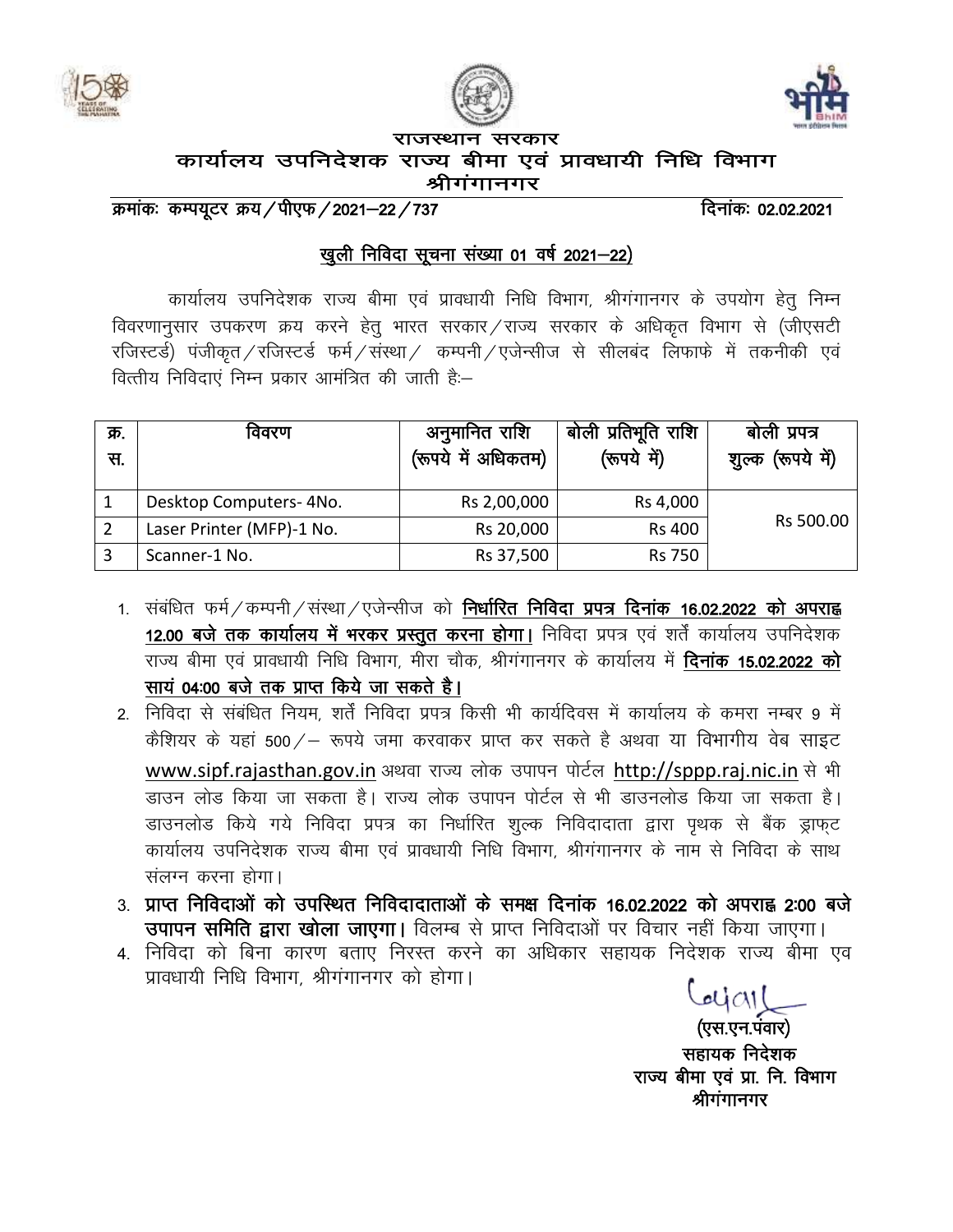# राजस्थान सरकार

## कार्यालय उपनिदेशक राज्य बीमा एवं प्रावधायी निधि विभाग श्रीगंगानगर

क्रमांकः कम्पयूटर क्रय / पीएफ / 2021–22 / 737 दिनांकः 02.02.2021

### <u>खुली निविदा सूचना संख्या 01 वर्ष 2021–22)</u>

कार्यालय उपनिदेशक राज्य बीमा एवं प्रावधायी निधि विभाग, श्रीगंगानगर के उपयोग हेतु निम्न विवरणानुसार उपकरण क्रय करने हेतु भारत सरकार / राज्य सरकार के अधिकृत विभाग से (जीएसटी रजिस्टर्ड) पंजीकृत / रजिस्टर्ड फर्म / संस्था / कम्पनी / एजेन्सीज से सीलबंद लिफाफे में तकनीकी एवं वित्तीय निविदाएं निम्न प्रकार आमंत्रित की जाती हैः–

| क्र. स. | विवरण | अनुमानित राशि (रूपये में अधिकतम) | बोली प्रतिभूति राशि (रूपये में) | बोली प्रपत्र शुल्क (रूपये में) |
|---|---|---|---|---|
| 1 | Desktop Computers- 4No. | Rs 2,00,000 | Rs 4,000 | Rs 500.00 |
| 2 | Laser Printer (MFP)-1 No. | Rs 20,000 | Rs 400 | |
| 3 | Scanner-1 No. | Rs 37,500 | Rs 750 | |

1. संबंधित फर्म / कम्पनी / संस्था / एजेन्सीज को **<u>निर्धारित निविदा प्रपत्र दिनांक 16.02.2022 को अपराह्न 12.00 बजे तक कार्यालय में भरकर प्रस्तुत करना होगा।</u>** निविदा प्रपत्र एवं शर्तें कार्यालय उपनिदेशक राज्य बीमा एवं प्रावधायी निधि विभाग, मीरा चौक, श्रीगंगानगर के कार्यालय में **<u>दिनांक 15.02.2022 को सायं 04:00 बजे तक प्राप्त किये जा सकते है।</u>**
2. निविदा से संबंधित नियम, शर्तें निविदा प्रपत्र किसी भी कार्यदिवस में कार्यालय के कमरा नम्बर 9 में कैशियर के यहां 500 / – रूपये जमा करवाकर प्राप्त कर सकते है अथवा या विभागीय वेब साइट www.sipf.rajasthan.gov.in अथवा राज्य लोक उपापन पोर्टल http://sppp.raj.nic.in से भी डाउन लोड किया जा सकता है। राज्य लोक उपापन पोर्टल से भी डाउनलोड किया जा सकता है। डाउनलोड किये गये निविदा प्रपत्र का निर्धारित शुल्क निविदादाता द्वारा पृथक से बैंक ड्राफ्ट कार्यालय उपनिदेशक राज्य बीमा एवं प्रावधायी निधि विभाग, श्रीगंगानगर के नाम से निविदा के साथ संलग्न करना होगा।
3. **प्राप्त निविदाओं को उपस्थित निविदादाताओं के समक्ष दिनांक 16.02.2022 को अपराह्न 2:00 बजे उपापन समिति द्वारा खोला जाएगा।** विलम्ब से प्राप्त निविदाओं पर विचार नहीं किया जाएगा।
4. निविदा को बिना कारण बताए निरस्त करने का अधिकार सहायक निदेशक राज्य बीमा एव प्रावधायी निधि विभाग, श्रीगंगानगर को होगा।

(एस.एन.पंवार)
**सहायक निदेशक**
**राज्य बीमा एवं प्रा. नि. विभाग**
**श्रीगंगानगर**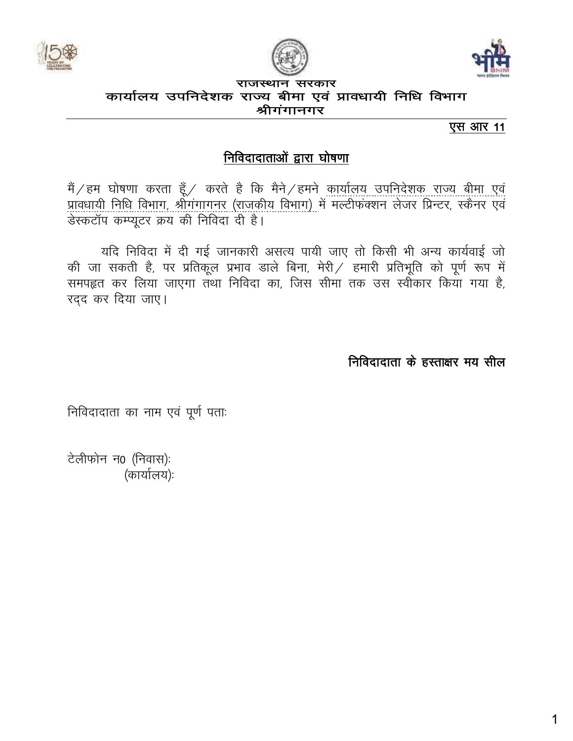राजस्थान सरकार

**कार्यालय उपनिदेशक राज्य बीमा एवं प्रावधायी निधि विभाग**

**श्रीगंगानगर**

**एस आर 11**

## निविदादाताओं द्वारा घोषणा

मैं/हम घोषणा करता हूँ/ करते है कि मैने/हमने कार्यालय उपनिदेशक राज्य बीमा एवं प्रावधायी निधि विभाग, श्रीगंगागनर (राजकीय विभाग) में मल्टीफंक्शन लेजर प्रिन्टर, स्कैनर एवं डेस्कटॉप कम्प्यूटर क्रय की निविदा दी है।

यदि निविदा में दी गई जानकारी असत्य पायी जाए तो किसी भी अन्य कार्यवाई जो की जा सकती है, पर प्रतिकूल प्रभाव डाले बिना, मेरी/ हमारी प्रतिभूति को पूर्ण रूप में समपहृत कर लिया जाएगा तथा निविदा का, जिस सीमा तक उस स्वीकार किया गया है, रद्द कर दिया जाए।

**निविदादाता के हस्ताक्षर मय सील**

निविदादाता का नाम एवं पूर्ण पताः

टेलीफोन न0 (निवास):

(कार्यालय):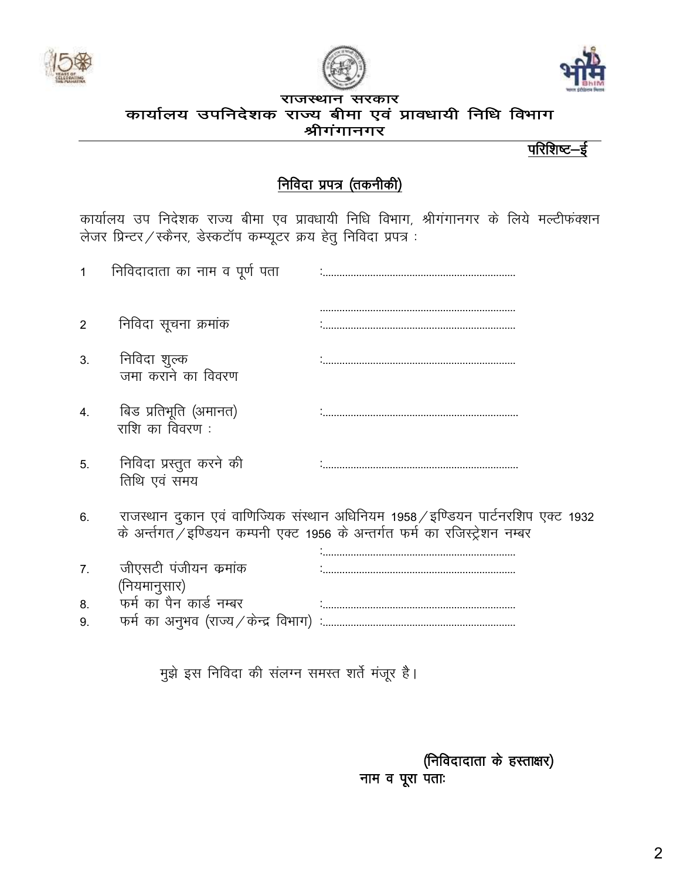# राजस्थान सरकार

## कार्यालय उपनिदेशक राज्य बीमा एवं प्रावधायी निधि विभाग

## श्रीगंगानगर

**परिशिष्ट–ई**

### निविदा प्रपत्र (तकनीकी)

कार्यालय उप निदेशक राज्य बीमा एव प्रावधायी निधि विभाग, श्रीगंगानगर के लिये मल्टीफंक्शन लेजर प्रिन्टर/स्कैनर, डेस्कटॉप कम्प्यूटर क्रय हेतु निविदा प्रपत्र :

1. निविदादाता का नाम व पूर्ण पता :....................................................................

   ......................................................................
2. निविदा सूचना क्रमांक :....................................................................
3. निविदा शुल्क जमा कराने का विवरण :....................................................................
4. बिड प्रतिभूति (अमानत) राशि का विवरण : :....................................................................
5. निविदा प्रस्तुत करने की तिथि एवं समय :....................................................................
6. राजस्थान दुकान एवं वाणिज्यिक संस्थान अधिनियम 1958/इण्डियन पार्टनरशिप एक्ट 1932 के अर्न्तगत/इण्डियन कम्पनी एक्ट 1956 के अन्तर्गत फर्म का रजिस्ट्रेशन नम्बर

   :....................................................................
7. जीएसटी पंजीयन कमांक (नियमानुसार) :....................................................................
8. फर्म का पैन कार्ड नम्बर :....................................................................
9. फर्म का अनुभव (राज्य/केन्द्र विभाग) :....................................................................

मुझे इस निविदा की संलग्न समस्त शर्ते मंजूर है।

**(निविदादाता के हस्ताक्षर)**

**नाम व पूरा पताः**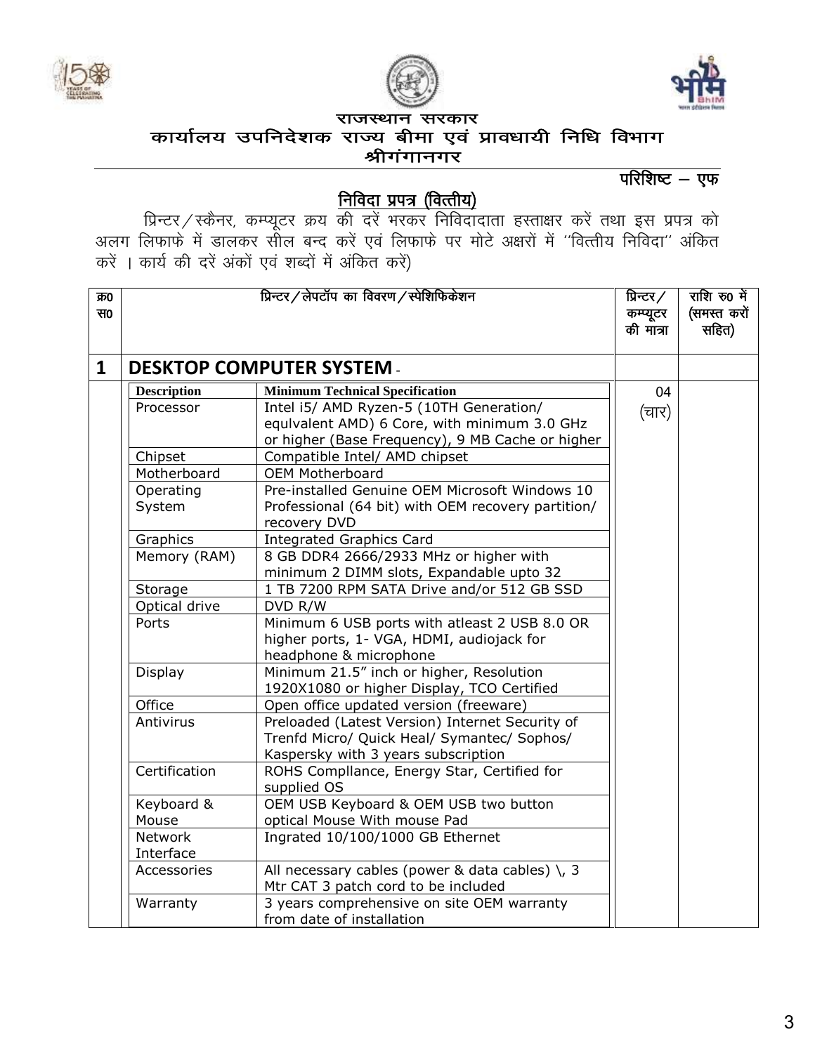# राजस्थान सरकार

## कार्यालय उपनिदेशक राज्य बीमा एवं प्रावधायी निधि विभाग

## श्रीगंगानगर

**परिशिष्ट – एफ**

## निविदा प्रपत्र (वित्तीय)

प्रिन्टर/स्कैनर, कम्प्यूटर क्रय की दरें भरकर निविदादाता हस्ताक्षर करें तथा इस प्रपत्र को अलग लिफाफे में डालकर सील बन्द करें एवं लिफाफे पर मोटे अक्षरों में ''वित्तीय निविदा'' अंकित करें । कार्य की दरें अंकों एवं शब्दों में अंकित करें)

| क्र0 स0 | प्रिन्टर/लेपटॉप का विवरण/स्पेशिफिकेशन | | प्रिन्टर/कम्प्यूटर की मात्रा | राशि रु0 में (समस्त करों सहित) |
|---|---|---|---|---|
| **1** | **DESKTOP COMPUTER SYSTEM** - | | | |
| | **Description** | **Minimum Technical Specification** | 04 (चार) | |
| | Processor | Intel i5/ AMD Ryzen-5 (10TH Generation/ equlvalent AMD) 6 Core, with minimum 3.0 GHz or higher (Base Frequency), 9 MB Cache or higher | | |
| | Chipset | Compatible Intel/ AMD chipset | | |
| | Motherboard | OEM Motherboard | | |
| | Operating System | Pre-installed Genuine OEM Microsoft Windows 10 Professional (64 bit) with OEM recovery partition/ recovery DVD | | |
| | Graphics | Integrated Graphics Card | | |
| | Memory (RAM) | 8 GB DDR4 2666/2933 MHz or higher with minimum 2 DIMM slots, Expandable upto 32 | | |
| | Storage | 1 TB 7200 RPM SATA Drive and/or 512 GB SSD | | |
| | Optical drive | DVD R/W | | |
| | Ports | Minimum 6 USB ports with atleast 2 USB 8.0 OR higher ports, 1- VGA, HDMI, audiojack for headphone & microphone | | |
| | Display | Minimum 21.5" inch or higher, Resolution 1920X1080 or higher Display, TCO Certified | | |
| | Office | Open office updated version (freeware) | | |
| | Antivirus | Preloaded (Latest Version) Internet Security of Trenfd Micro/ Quick Heal/ Symantec/ Sophos/ Kaspersky with 3 years subscription | | |
| | Certification | ROHS Compllance, Energy Star, Certified for supplied OS | | |
| | Keyboard & Mouse | OEM USB Keyboard & OEM USB two button optical Mouse With mouse Pad | | |
| | Network Interface | Ingrated 10/100/1000 GB Ethernet | | |
| | Accessories | All necessary cables (power & data cables) \, 3 Mtr CAT 3 patch cord to be included | | |
| | Warranty | 3 years comprehensive on site OEM warranty from date of installation | | |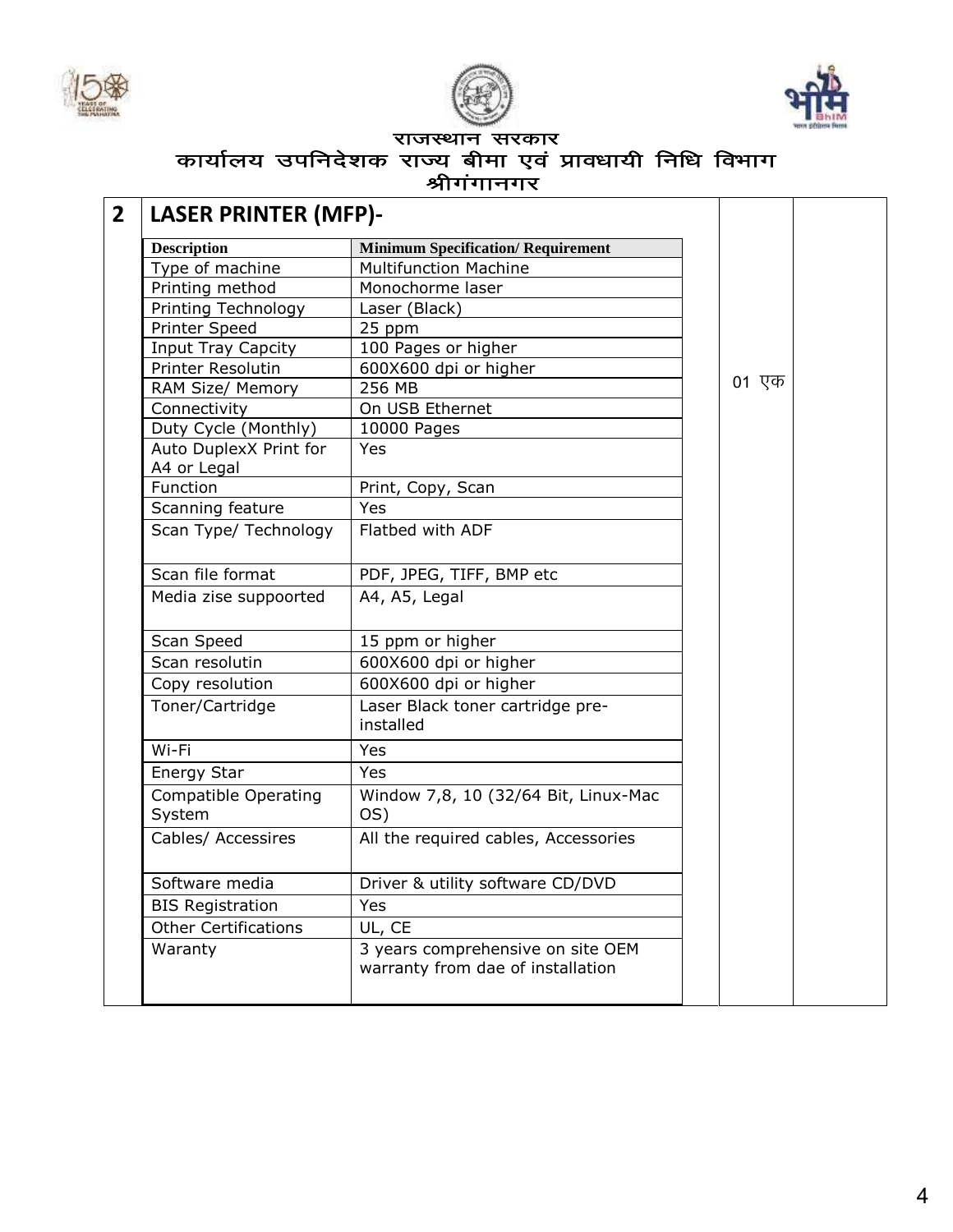राजस्थान सरकार

कार्यालय उपनिदेशक राज्य बीमा एवं प्रावधायी निधि विभाग

श्रीगंगानगर

| 2 | LASER PRINTER (MFP)- | 01 एक | |
|---|---|---|---|

| Description | Minimum Specification/ Requirement |
|---|---|
| Type of machine | Multifunction Machine |
| Printing method | Monochorme laser |
| Printing Technology | Laser (Black) |
| Printer Speed | 25 ppm |
| Input Tray Capcity | 100 Pages or higher |
| Printer Resolutin | 600X600 dpi or higher |
| RAM Size/ Memory | 256 MB |
| Connectivity | On USB Ethernet |
| Duty Cycle (Monthly) | 10000 Pages |
| Auto DuplexX Print for A4 or Legal | Yes |
| Function | Print, Copy, Scan |
| Scanning feature | Yes |
| Scan Type/ Technology | Flatbed with ADF |
| Scan file format | PDF, JPEG, TIFF, BMP etc |
| Media zise suppoorted | A4, A5, Legal |
| Scan Speed | 15 ppm or higher |
| Scan resolutin | 600X600 dpi or higher |
| Copy resolution | 600X600 dpi or higher |
| Toner/Cartridge | Laser Black toner cartridge pre-installed |
| Wi-Fi | Yes |
| Energy Star | Yes |
| Compatible Operating System | Window 7,8, 10 (32/64 Bit, Linux-Mac OS) |
| Cables/ Accessires | All the required cables, Accessories |
| Software media | Driver & utility software CD/DVD |
| BIS Registration | Yes |
| Other Certifications | UL, CE |
| Waranty | 3 years comprehensive on site OEM warranty from dae of installation |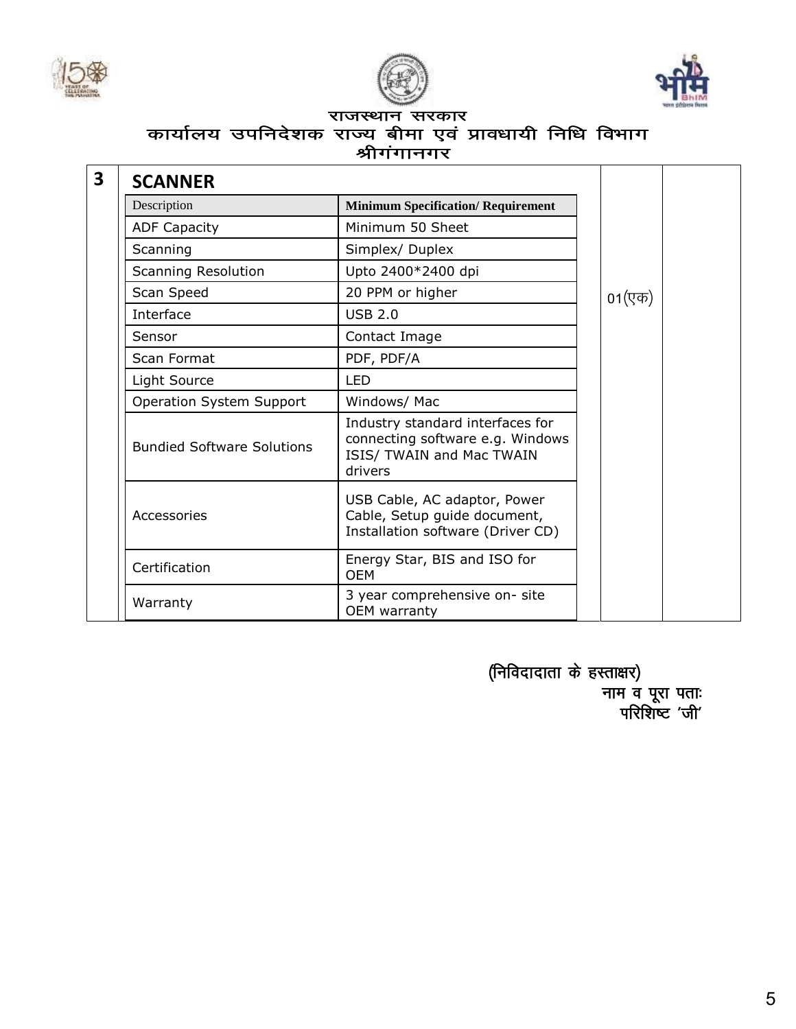राजस्थान सरकार

कार्यालय उपनिदेशक राज्य बीमा एवं प्रावधायी निधि विभाग

श्रीगंगानगर

| 3 | SCANNER | | | |
|---|---|---|---|---|
| | Description | Minimum Specification/ Requirement | 01(एक) | |
| | ADF Capacity | Minimum 50 Sheet | | |
| | Scanning | Simplex/ Duplex | | |
| | Scanning Resolution | Upto 2400*2400 dpi | | |
| | Scan Speed | 20 PPM or higher | | |
| | Interface | USB 2.0 | | |
| | Sensor | Contact Image | | |
| | Scan Format | PDF, PDF/A | | |
| | Light Source | LED | | |
| | Operation System Support | Windows/ Mac | | |
| | Bundied Software Solutions | Industry standard interfaces for connecting software e.g. Windows ISIS/ TWAIN and Mac TWAIN drivers | | |
| | Accessories | USB Cable, AC adaptor, Power Cable, Setup guide document, Installation software (Driver CD) | | |
| | Certification | Energy Star, BIS and ISO for OEM | | |
| | Warranty | 3 year comprehensive on- site OEM warranty | | |

(निविदादाता के हस्ताक्षर)

नाम व पूरा पताः

परिशिष्ट 'जी'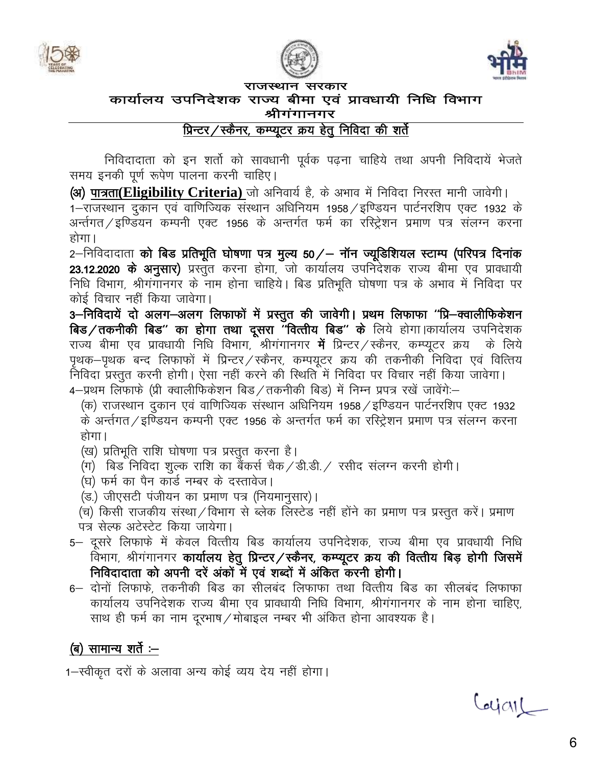# राजस्थान सरकार

## कार्यालय उपनिदेशक राज्य बीमा एवं प्रावधायी निधि विभाग
## श्रीगंगानगर

### प्रिन्टर/स्कैनर, कम्प्यूटर क्रय हेतु निविदा की शर्तें

निविदादाता को इन शर्तो को सावधानी पूर्वक पढ़ना चाहिये तथा अपनी निविदायें भेजते समय इनकी पूर्ण रूपेण पालना करनी चाहिए।

**(अ) पात्रता(Eligibility Criteria)** जो अनिवार्य है, के अभाव में निविदा निरस्त मानी जावेगी।

1–राजस्थान दुकान एवं वाणिज्यिक संस्थान अधिनियम 1958/इण्डियन पार्टनरशिप एक्ट 1932 के अन्तर्गत/इण्डियन कम्पनी एक्ट 1956 के अन्तर्गत फर्म का रस्ट्रिेशन प्रमाण पत्र संलग्न करना होगा।

2–निविदादाता **को बिड प्रतिभूति घोषणा पत्र मुल्य 50/– नॉन ज्यूडिशियल स्टाम्प (परिपत्र दिनांक 23.12.2020 के अनुसार)** प्रस्तुत करना होगा, जो कार्यालय उपनिदेशक राज्य बीमा एव प्रावधायी निधि विभाग, श्रीगंगानगर के नाम होना चाहिये। बिड प्रतिभूति घोषणा पत्र के अभाव में निविदा पर कोई विचार नहीं किया जावेगा।

**3–निविदायें दो अलग–अलग लिफाफों में प्रस्तुत की जावेगी। प्रथम लिफाफा "प्रि–क्वालीफिकेशन बिड/तकनीकी बिड" का होगा तथा दूसरा "वित्तीय बिड" के** लिये होगा।कार्यालय उपनिदेशक राज्य बीमा एव प्रावधायी निधि विभाग, श्रीगंगानगर **में** प्रिन्टर/स्कैनर, कम्प्यूटर क्रय के लिये पृथक–पृथक बन्द लिफाफों में प्रिन्टर/स्कैनर, कम्पयूटर क्रय की तकनीकी निविदा एवं वित्तिय निविदा प्रस्तुत करनी होगी। ऐसा नहीं करने की स्थिति में निविदा पर विचार नहीं किया जावेगा।

4–प्रथम लिफाफे (प्री क्वालीफिकेशन बिड/तकनीकी बिड) में निम्न प्रपत्र रखें जावेंगे:–

(क) राजस्थान दुकान एवं वाणिज्यिक संस्थान अधिनियम 1958/इण्डियन पार्टनरशिप एक्ट 1932 के अन्तर्गत/इण्डियन कम्पनी एक्ट 1956 के अन्तर्गत फर्म का रस्ट्रिेशन प्रमाण पत्र संलग्न करना होगा।

(ख) प्रतिभूति राशि घोषणा पत्र प्रस्तुत करना है।

(ग) बिड निविदा शुल्क राशि का बैंकर्स चैक/डी.डी./ रसीद संलग्न करनी होगी।

(घ) फर्म का पैन कार्ड नम्बर के दस्तावेज।

(ड.) जीएसटी पंजीयन का प्रमाण पत्र (नियमानुसार)।

(च) किसी राजकीय संस्था/विभाग से ब्लेक लिस्टेड नहीं होंने का प्रमाण पत्र प्रस्तुत करें। प्रमाण पत्र सेल्फ अटेस्टेट किया जायेगा।

5– दूसरे लिफाफे में केवल वित्तीय बिड कार्यालय उपनिदेशक, राज्य बीमा एव प्रावधायी निधि विभाग, श्रीगंगानगर **कार्यालय हेतु प्रिन्टर/स्कैनर, कम्प्यूटर क्रय की वित्तीय बिड़ होगी जिसमें निविदादाता को अपनी दरें अंकों में एवं शब्दों में अंकित करनी होगी।**

6– दोनों लिफाफे, तकनीकी बिड का सीलबंद लिफाफा तथा वित्तीय बिड का सीलबंद लिफाफा कार्यालय उपनिदेशक राज्य बीमा एव प्रावधायी निधि विभाग, श्रीगंगानगर के नाम होना चाहिए, साथ ही फर्म का नाम दूरभाष/मोबाइल नम्बर भी अंकित होना आवश्यक है।

**(ब) सामान्य शर्तें :–**

1–स्वीकृत दरों के अलावा अन्य कोई व्यय देय नहीं होगा।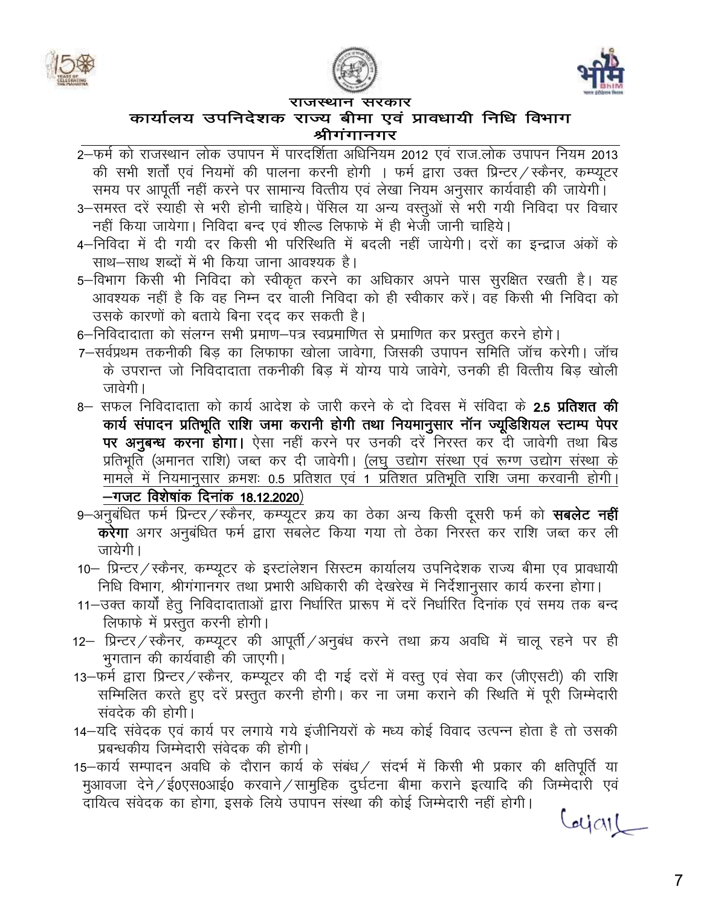**राजस्थान सरकार**

**कार्यालय उपनिदेशक राज्य बीमा एवं प्रावधायी निधि विभाग**

**श्रीगंगानगर**

2–फर्म को राजस्थान लोक उपापन में पारदर्शिता अधिनियम 2012 एवं राज.लोक उपापन नियम 2013 की सभी शर्तों एवं नियमों की पालना करनी होगी । फर्म द्वारा उक्त प्रिन्टर/स्कैनर, कम्प्यूटर समय पर आपूर्ती नहीं करने पर सामान्य वित्तीय एवं लेखा नियम अनुसार कार्यवाही की जायेगी।

3–समस्त दरें स्याही से भरी होनी चाहिये। पेंसिल या अन्य वस्तुओं से भरी गयी निविदा पर विचार नहीं किया जायेगा। निविदा बन्द एवं शील्ड लिफाफे में ही भेजी जानी चाहिये।

4–निविदा में दी गयी दर किसी भी परिस्थिति में बदली नहीं जायेगी। दरों का इन्द्राज अंकों के साथ–साथ शब्दों में भी किया जाना आवश्यक है।

5–विभाग किसी भी निविदा को स्वीकृत करने का अधिकार अपने पास सुरक्षित रखती है। यह आवश्यक नहीं है कि वह निम्न दर वाली निविदा को ही स्वीकार करें। वह किसी भी निविदा को उसके कारणों को बताये बिना रद्द कर सकती है।

6–निविदादाता को संलग्न सभी प्रमाण–पत्र स्वप्रमाणित से प्रमाणित कर प्रस्तुत करने होगे।

7–सर्वप्रथम तकनीकी बिड़ का लिफाफा खोला जावेगा, जिसकी उपापन समिति जॉच करेगी। जॉच के उपरान्त जो निविदादाता तकनीकी बिड़ में योग्य पाये जावेगे, उनकी ही वित्तीय बिड़ खोली जावेगी।

8– सफल निविदादाता को कार्य आदेश के जारी करने के दो दिवस में संविदा के **2.5 प्रतिशत की कार्य संपादन प्रतिभूति राशि जमा करानी होगी तथा नियमानुसार नॉन ज्यूडिशियल स्टाम्प पेपर पर अनुबन्ध करना होगा।** ऐसा नहीं करने पर उनकी दरें निरस्त कर दी जावेगी तथा बिड प्रतिभूति (अमानत राशि) जब्त कर दी जावेगी। (लघु उद्योग संस्था एवं रूग्ण उद्योग संस्था के मामले में नियमानुसार क्रमशः 0.5 प्रतिशत एवं 1 प्रतिशत प्रतिभूति राशि जमा करवानी होगी। **–गजट विशेषांक दिनांक 18.12.2020**)

9–अनुबंधित फर्म प्रिन्टर/स्कैनर, कम्प्यूटर क्रय का ठेका अन्य किसी दूसरी फर्म को **सबलेट नहीं करेगा** अगर अनुबंधित फर्म द्वारा सबलेट किया गया तो ठेका निरस्त कर राशि जब्त कर ली जायेगी।

10– प्रिन्टर/स्कैनर, कम्प्यूटर के इस्टांलेशन सिस्टम कार्यालय उपनिदेशक राज्य बीमा एव प्रावधायी निधि विभाग, श्रीगंगानगर तथा प्रभारी अधिकारी की देखरेख में निर्देशानुसार कार्य करना होगा।

11–उक्त कार्यों हेतु निविदादाताओं द्वारा निर्धारित प्रारूप में दरें निर्धारित दिनांक एवं समय तक बन्द लिफाफे में प्रस्तुत करनी होगी।

12– प्रिन्टर/स्कैनर, कम्प्यूटर की आपूर्ती/अनुबंध करने तथा क्रय अवधि में चालू रहने पर ही भुगतान की कार्यवाही की जाएगी।

13–फर्म द्वारा प्रिन्टर/स्कैनर, कम्प्यूटर की दी गई दरों में वस्तु एवं सेवा कर (जीएसटी) की राशि सम्मिलित करते हुए दरें प्रस्तुत करनी होगी। कर ना जमा कराने की स्थिति में पूरी जिम्मेदारी संवदेक की होगी।

14–यदि संवेदक एवं कार्य पर लगाये गये इंजीनियरों के मध्य कोई विवाद उत्पन्न होता है तो उसकी प्रबन्धकीय जिम्मेदारी संवेदक की होगी।

15–कार्य सम्पादन अवधि के दौरान कार्य के संबंध/ संदर्भ में किसी भी प्रकार की क्षतिपूर्ति या मुआवजा देने/ई0एस0आई0 करवाने/सामुहिक दुर्घटना बीमा कराने इत्यादि की जिम्मेदारी एवं दायित्व संवेदक का होगा, इसके लिये उपापन संस्था की कोई जिम्मेदारी नहीं होगी।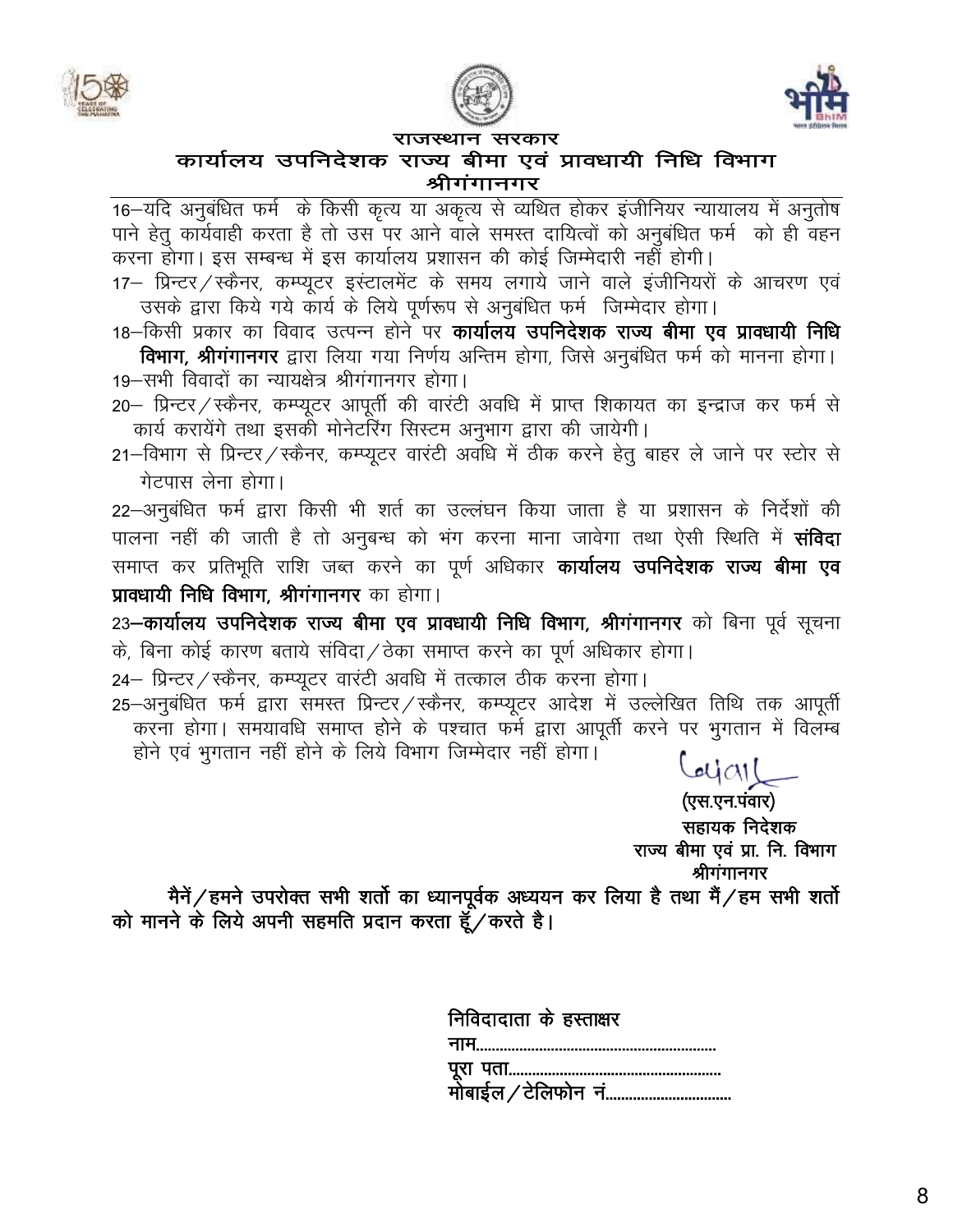राजस्थान सरकार

**कार्यालय उपनिदेशक राज्य बीमा एवं प्रावधायी निधि विभाग**
**श्रीगंगानगर**

16–यदि अनुबंधित फर्म के किसी कृत्य या अकृत्य से व्यथित होकर इंजीनियर न्यायालय में अनुतोष पाने हेतु कार्यवाही करता है तो उस पर आने वाले समस्त दायित्वों को अनुबंधित फर्म को ही वहन करना होगा। इस सम्बन्ध में इस कार्यालय प्रशासन की कोई जिम्मेदारी नहीं होगी।

17– प्रिन्टर/स्कैनर, कम्प्यूटर इस्टालमेंट के समय लगाये जाने वाले इंजीनियरों के आचरण एवं उसके द्वारा किये गये कार्य के लिये पूर्णरूप से अनुबंधित फर्म जिम्मेदार होगा।

18–किसी प्रकार का विवाद उत्पन्न होने पर **कार्यालय उपनिदेशक राज्य बीमा एव प्रावधायी निधि विभाग, श्रीगंगानगर** द्वारा लिया गया निर्णय अन्तिम होगा, जिसे अनुबंधित फर्म को मानना होगा।

19–सभी विवादों का न्यायक्षेत्र श्रीगंगानगर होगा।

20– प्रिन्टर/स्कैनर, कम्प्यूटर आपूर्ती की वारंटी अवधि में प्राप्त शिकायत का इन्द्राज कर फर्म से कार्य करायेंगे तथा इसकी मोनेटरिंग सिस्टम अनुभाग द्वारा की जायेगी।

21–विभाग से प्रिन्टर/स्कैनर, कम्प्यूटर वारंटी अवधि में ठीक करने हेतु बाहर ले जाने पर स्टोर से गेटपास लेना होगा।

22–अनुबंधित फर्म द्वारा किसी भी शर्त का उल्लंघन किया जाता है या प्रशासन के निर्देशों की पालना नहीं की जाती है तो अनुबन्ध को भंग करना माना जावेगा तथा ऐसी स्थिति में **संविदा** समाप्त कर प्रतिभूति राशि जब्त करने का पूर्ण अधिकार **कार्यालय उपनिदेशक राज्य बीमा एव प्रावधायी निधि विभाग, श्रीगंगानगर** का होगा।

23–**कार्यालय उपनिदेशक राज्य बीमा एव प्रावधायी निधि विभाग, श्रीगंगानगर** को बिना पूर्व सूचना के, बिना कोई कारण बताये संविदा/ठेका समाप्त करने का पूर्ण अधिकार होगा।

24– प्रिन्टर/स्कैनर, कम्प्यूटर वारंटी अवधि में तत्काल ठीक करना होगा।

25–अनुबंधित फर्म द्वारा समस्त प्रिन्टर/स्कैनर, कम्प्यूटर आदेश में उल्लेखित तिथि तक आपूर्ती करना होगा। समयावधि समाप्त होने के पश्चात फर्म द्वारा आपूर्ती करने पर भुगतान में विलम्ब होने एवं भुगतान नहीं होने के लिये विभाग जिम्मेदार नहीं होगा।

(एस.एन.पंवार)
सहायक निदेशक
राज्य बीमा एवं प्रा. नि. विभाग
श्रीगंगानगर

**मैनें/हमने उपरोक्त सभी शर्तो का ध्यानपूर्वक अध्ययन कर लिया है तथा मैं/हम सभी शर्तो को मानने के लिये अपनी सहमति प्रदान करता हूँ/करते है।**

**निविदादाता के हस्ताक्षर**
**नाम.............................................................**
**पूरा पता.....................................................**
**मोबाईल/टेलिफोन नं...............................**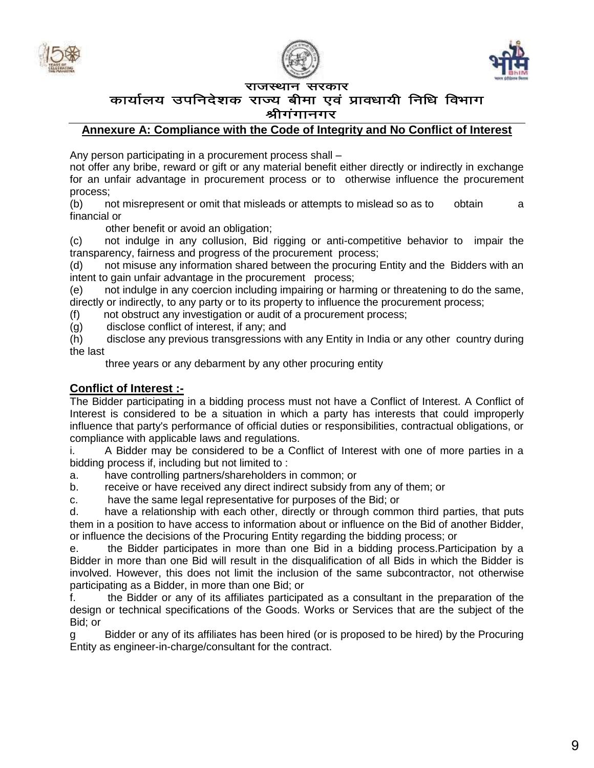राजस्थान सरकार

कार्यालय उपनिदेशक राज्य बीमा एवं प्रावधायी निधि विभाग

श्रीगंगानगर

## Annexure A: Compliance with the Code of Integrity and No Conflict of Interest

Any person participating in a procurement process shall –

not offer any bribe, reward or gift or any material benefit either directly or indirectly in exchange for an unfair advantage in procurement process or to otherwise influence the procurement process;

(b) not misrepresent or omit that misleads or attempts to mislead so as to obtain a financial or other benefit or avoid an obligation;

(c) not indulge in any collusion, Bid rigging or anti-competitive behavior to impair the transparency, fairness and progress of the procurement process;

(d) not misuse any information shared between the procuring Entity and the Bidders with an intent to gain unfair advantage in the procurement process;

(e) not indulge in any coercion including impairing or harming or threatening to do the same, directly or indirectly, to any party or to its property to influence the procurement process;

(f) not obstruct any investigation or audit of a procurement process;

(g) disclose conflict of interest, if any; and

(h) disclose any previous transgressions with any Entity in India or any other country during the last three years or any debarment by any other procuring entity

### Conflict of Interest :-

The Bidder participating in a bidding process must not have a Conflict of Interest. A Conflict of Interest is considered to be a situation in which a party has interests that could improperly influence that party's performance of official duties or responsibilities, contractual obligations, or compliance with applicable laws and regulations.

i. A Bidder may be considered to be a Conflict of Interest with one of more parties in a bidding process if, including but not limited to :

a. have controlling partners/shareholders in common; or

b. receive or have received any direct indirect subsidy from any of them; or

c. have the same legal representative for purposes of the Bid; or

d. have a relationship with each other, directly or through common third parties, that puts them in a position to have access to information about or influence on the Bid of another Bidder, or influence the decisions of the Procuring Entity regarding the bidding process; or

e. the Bidder participates in more than one Bid in a bidding process.Participation by a Bidder in more than one Bid will result in the disqualification of all Bids in which the Bidder is involved. However, this does not limit the inclusion of the same subcontractor, not otherwise participating as a Bidder, in more than one Bid; or

f. the Bidder or any of its affiliates participated as a consultant in the preparation of the design or technical specifications of the Goods. Works or Services that are the subject of the Bid; or

g Bidder or any of its affiliates has been hired (or is proposed to be hired) by the Procuring Entity as engineer-in-charge/consultant for the contract.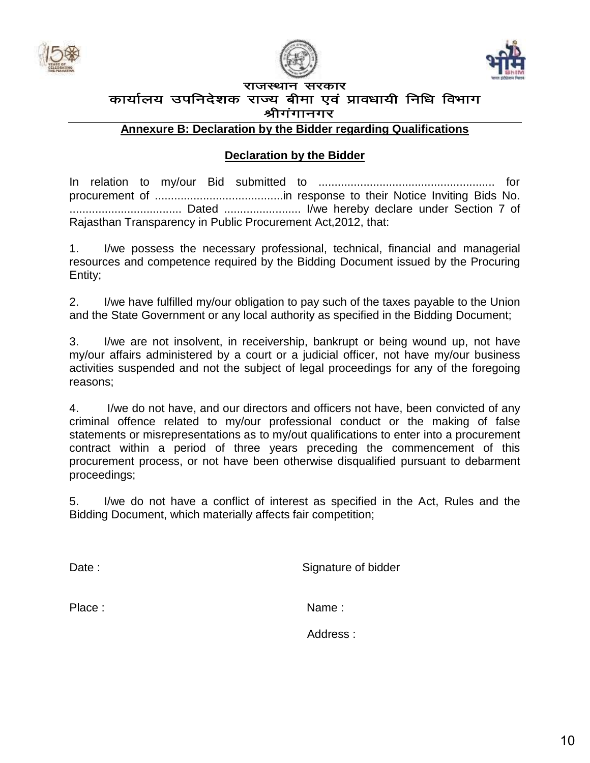राजस्थान सरकार

कार्यालय उपनिदेशक राज्य बीमा एवं प्रावधायी निधि विभाग

श्रीगंगानगर

## Annexure B: Declaration by the Bidder regarding Qualifications

### Declaration by the Bidder

In relation to my/our Bid submitted to ....................................................... for procurement of ........................................in response to their Notice Inviting Bids No. ................................... Dated ........................ I/we hereby declare under Section 7 of Rajasthan Transparency in Public Procurement Act,2012, that:

1. I/we possess the necessary professional, technical, financial and managerial resources and competence required by the Bidding Document issued by the Procuring Entity;

2. I/we have fulfilled my/our obligation to pay such of the taxes payable to the Union and the State Government or any local authority as specified in the Bidding Document;

3. I/we are not insolvent, in receivership, bankrupt or being wound up, not have my/our affairs administered by a court or a judicial officer, not have my/our business activities suspended and not the subject of legal proceedings for any of the foregoing reasons;

4. I/we do not have, and our directors and officers not have, been convicted of any criminal offence related to my/our professional conduct or the making of false statements or misrepresentations as to my/out qualifications to enter into a procurement contract within a period of three years preceding the commencement of this procurement process, or not have been otherwise disqualified pursuant to debarment proceedings;

5. I/we do not have a conflict of interest as specified in the Act, Rules and the Bidding Document, which materially affects fair competition;

Date :

Signature of bidder

Place :

Name :

Address :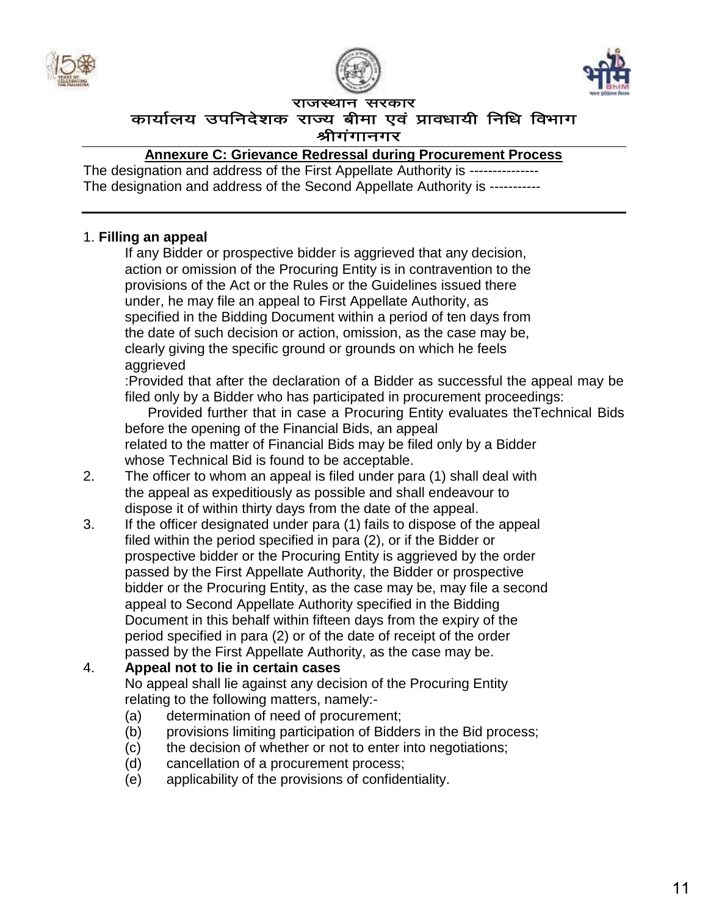राजस्थान सरकार

कार्यालय उपनिदेशक राज्य बीमा एवं प्रावधायी निधि विभाग

श्रीगंगानगर

**Annexure C: Grievance Redressal during Procurement Process**

The designation and address of the First Appellate Authority is ---------------

The designation and address of the Second Appellate Authority is -----------

1. **Filling an appeal**

   If any Bidder or prospective bidder is aggrieved that any decision, action or omission of the Procuring Entity is in contravention to the provisions of the Act or the Rules or the Guidelines issued there under, he may file an appeal to First Appellate Authority, as specified in the Bidding Document within a period of ten days from the date of such decision or action, omission, as the case may be, clearly giving the specific ground or grounds on which he feels aggrieved

   :Provided that after the declaration of a Bidder as successful the appeal may be filed only by a Bidder who has participated in procurement proceedings:

   Provided further that in case a Procuring Entity evaluates theTechnical Bids before the opening of the Financial Bids, an appeal related to the matter of Financial Bids may be filed only by a Bidder whose Technical Bid is found to be acceptable.

2. The officer to whom an appeal is filed under para (1) shall deal with the appeal as expeditiously as possible and shall endeavour to dispose it of within thirty days from the date of the appeal.

3. If the officer designated under para (1) fails to dispose of the appeal filed within the period specified in para (2), or if the Bidder or prospective bidder or the Procuring Entity is aggrieved by the order passed by the First Appellate Authority, the Bidder or prospective bidder or the Procuring Entity, as the case may be, may file a second appeal to Second Appellate Authority specified in the Bidding Document in this behalf within fifteen days from the expiry of the period specified in para (2) or of the date of receipt of the order passed by the First Appellate Authority, as the case may be.

4. **Appeal not to lie in certain cases**

   No appeal shall lie against any decision of the Procuring Entity relating to the following matters, namely:-

   (a) determination of need of procurement;

   (b) provisions limiting participation of Bidders in the Bid process;

   (c) the decision of whether or not to enter into negotiations;

   (d) cancellation of a procurement process;

   (e) applicability of the provisions of confidentiality.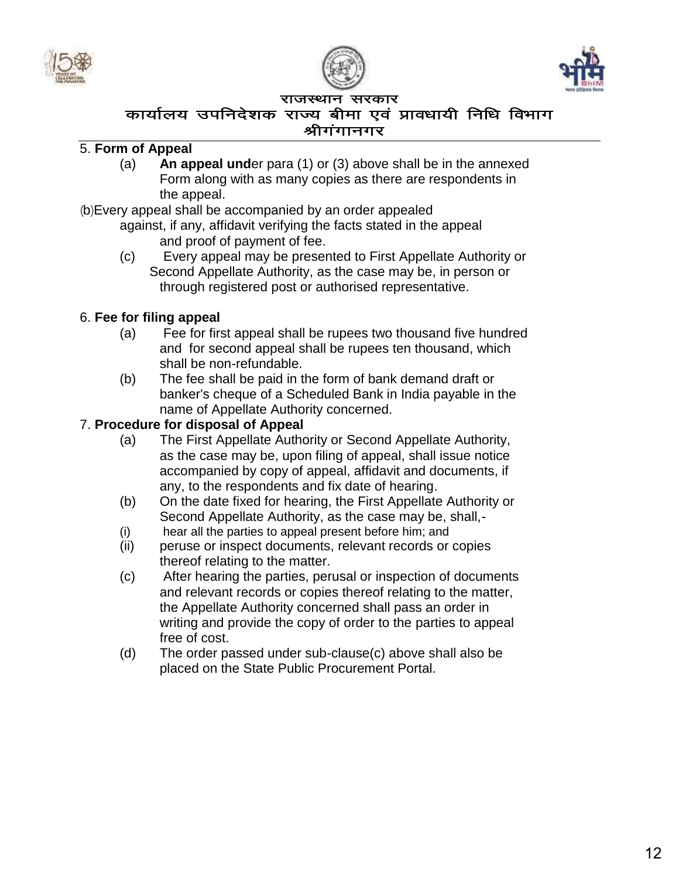5. **Form of Appeal**

(a) **An appeal und**er para (1) or (3) above shall be in the annexed Form along with as many copies as there are respondents in the appeal.

(b) Every appeal shall be accompanied by an order appealed against, if any, affidavit verifying the facts stated in the appeal and proof of payment of fee.

(c) Every appeal may be presented to First Appellate Authority or Second Appellate Authority, as the case may be, in person or through registered post or authorised representative.

6. **Fee for filing appeal**

(a) Fee for first appeal shall be rupees two thousand five hundred and for second appeal shall be rupees ten thousand, which shall be non-refundable.

(b) The fee shall be paid in the form of bank demand draft or banker's cheque of a Scheduled Bank in India payable in the name of Appellate Authority concerned.

7. **Procedure for disposal of Appeal**

(a) The First Appellate Authority or Second Appellate Authority, as the case may be, upon filing of appeal, shall issue notice accompanied by copy of appeal, affidavit and documents, if any, to the respondents and fix date of hearing.

(b) On the date fixed for hearing, the First Appellate Authority or Second Appellate Authority, as the case may be, shall,-

(i) hear all the parties to appeal present before him; and

(ii) peruse or inspect documents, relevant records or copies thereof relating to the matter.

(c) After hearing the parties, perusal or inspection of documents and relevant records or copies thereof relating to the matter, the Appellate Authority concerned shall pass an order in writing and provide the copy of order to the parties to appeal free of cost.

(d) The order passed under sub-clause(c) above shall also be placed on the State Public Procurement Portal.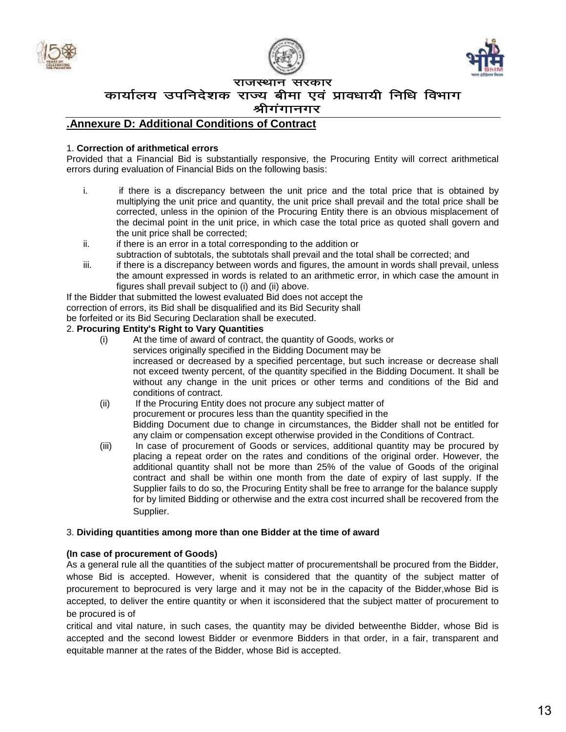राजस्थान सरकार

कार्यालय उपनिदेशक राज्य बीमा एवं प्रावधायी निधि विभाग

श्रीगंगानगर

## .Annexure D: Additional Conditions of Contract

1. **Correction of arithmetical errors**

Provided that a Financial Bid is substantially responsive, the Procuring Entity will correct arithmetical errors during evaluation of Financial Bids on the following basis:

i. if there is a discrepancy between the unit price and the total price that is obtained by multiplying the unit price and quantity, the unit price shall prevail and the total price shall be corrected, unless in the opinion of the Procuring Entity there is an obvious misplacement of the decimal point in the unit price, in which case the total price as quoted shall govern and the unit price shall be corrected;

ii. if there is an error in a total corresponding to the addition or subtraction of subtotals, the subtotals shall prevail and the total shall be corrected; and

iii. if there is a discrepancy between words and figures, the amount in words shall prevail, unless the amount expressed in words is related to an arithmetic error, in which case the amount in figures shall prevail subject to (i) and (ii) above.

If the Bidder that submitted the lowest evaluated Bid does not accept the correction of errors, its Bid shall be disqualified and its Bid Security shall be forfeited or its Bid Securing Declaration shall be executed.

2. **Procuring Entity's Right to Vary Quantities**

(i) At the time of award of contract, the quantity of Goods, works or services originally specified in the Bidding Document may be increased or decreased by a specified percentage, but such increase or decrease shall not exceed twenty percent, of the quantity specified in the Bidding Document. It shall be without any change in the unit prices or other terms and conditions of the Bid and conditions of contract.

(ii) If the Procuring Entity does not procure any subject matter of procurement or procures less than the quantity specified in the Bidding Document due to change in circumstances, the Bidder shall not be entitled for any claim or compensation except otherwise provided in the Conditions of Contract.

(iii) In case of procurement of Goods or services, additional quantity may be procured by placing a repeat order on the rates and conditions of the original order. However, the additional quantity shall not be more than 25% of the value of Goods of the original contract and shall be within one month from the date of expiry of last supply. If the Supplier fails to do so, the Procuring Entity shall be free to arrange for the balance supply for by limited Bidding or otherwise and the extra cost incurred shall be recovered from the Supplier.

3. **Dividing quantities among more than one Bidder at the time of award**

**(In case of procurement of Goods)**

As a general rule all the quantities of the subject matter of procurementshall be procured from the Bidder, whose Bid is accepted. However, whenit is considered that the quantity of the subject matter of procurement to beprocured is very large and it may not be in the capacity of the Bidder,whose Bid is accepted, to deliver the entire quantity or when it isconsidered that the subject matter of procurement to be procured is of critical and vital nature, in such cases, the quantity may be divided betweenthe Bidder, whose Bid is accepted and the second lowest Bidder or evenmore Bidders in that order, in a fair, transparent and equitable manner at the rates of the Bidder, whose Bid is accepted.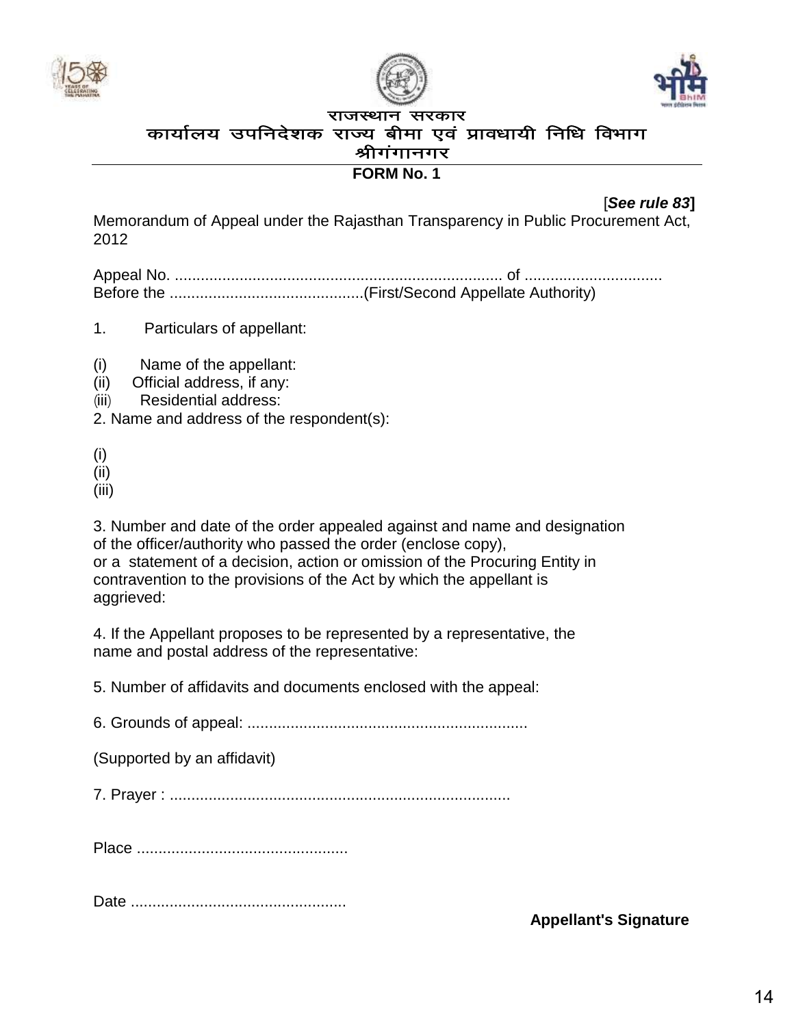राजस्थान सरकार

कार्यालय उपनिदेशक राज्य बीमा एवं प्रावधायी निधि विभाग

श्रीगंगानगर

**FORM No. 1**

[*See rule 83*]

Memorandum of Appeal under the Rajasthan Transparency in Public Procurement Act, 2012

Appeal No. ............................................................................ of ................................

Before the .............................................(First/Second Appellate Authority)

1. Particulars of appellant:

(i) Name of the appellant:

(ii) Official address, if any:

(iii) Residential address:

2. Name and address of the respondent(s):

(i)

(ii)

(iii)

3. Number and date of the order appealed against and name and designation of the officer/authority who passed the order (enclose copy), or a statement of a decision, action or omission of the Procuring Entity in contravention to the provisions of the Act by which the appellant is aggrieved:

4. If the Appellant proposes to be represented by a representative, the name and postal address of the representative:

5. Number of affidavits and documents enclosed with the appeal:

6. Grounds of appeal: .................................................................

(Supported by an affidavit)

7. Prayer : ...............................................................................

Place .................................................

Date ..................................................

**Appellant's Signature**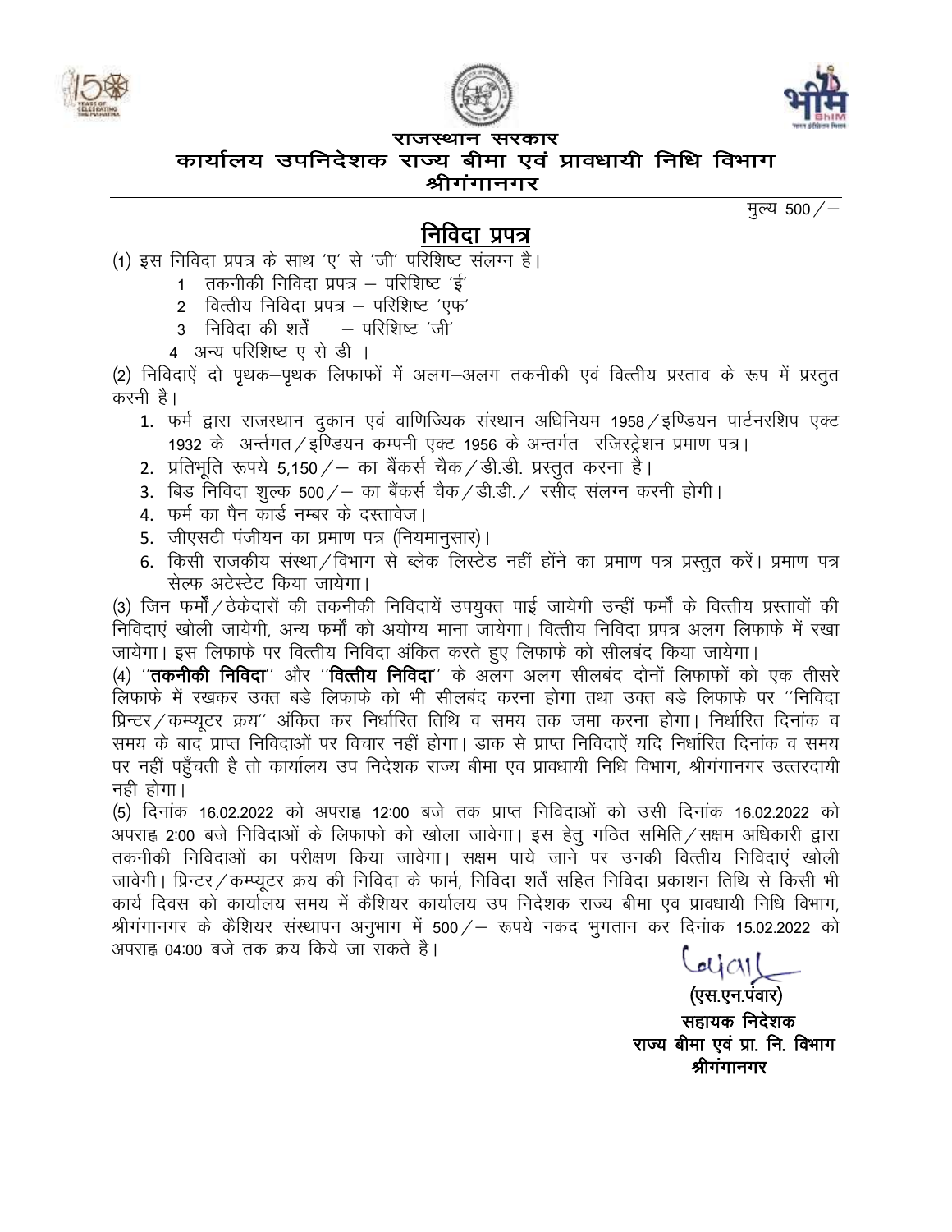राजस्थान सरकार

# कार्यालय उपनिदेशक राज्य बीमा एवं प्रावधायी निधि विभाग

## श्रीगंगानगर

मुल्य 500/-

## निविदा प्रपत्र

(1) इस निविदा प्रपत्र के साथ 'ए' से 'जी' परिशिष्ट संलग्न है।

1 तकनीकी निविदा प्रपत्र – परिशिष्ट 'ई'
2 वित्तीय निविदा प्रपत्र – परिशिष्ट 'एफ'
3 निविदा की शर्तें – परिशिष्ट 'जी'
4 अन्य परिशिष्ट ए से डी ।

(2) निविदाऐं दो पृथक–पृथक लिफाफों में अलग–अलग तकनीकी एवं वित्तीय प्रस्ताव के रूप में प्रस्तुत करनी है।

1. फर्म द्वारा राजस्थान दुकान एवं वाणिज्यिक संस्थान अधिनियम 1958/इण्डियन पार्टनरशिप एक्ट 1932 के अन्तर्गत/इण्डियन कम्पनी एक्ट 1956 के अन्तर्गत रजिस्ट्रेशन प्रमाण पत्र।
2. प्रतिभूति रूपये 5,150/– का बैंकर्स चैक/डी.डी. प्रस्तुत करना है।
3. बिड निविदा शुल्क 500/– का बैंकर्स चैक/डी.डी./ रसीद संलग्न करनी होगी।
4. फर्म का पैन कार्ड नम्बर के दस्तावेज।
5. जीएसटी पंजीयन का प्रमाण पत्र (नियमानुसार)।
6. किसी राजकीय संस्था/विभाग से ब्लेक लिस्टेड नहीं होंने का प्रमाण पत्र प्रस्तुत करें। प्रमाण पत्र सेल्फ अटेस्टेट किया जायेगा।

(3) जिन फर्मों/ठेकेदारों की तकनीकी निविदायें उपयुक्त पाई जायेगी उन्हीं फर्मों के वित्तीय प्रस्तावों की निविदाएं खोली जायेगी, अन्य फर्मों को अयोग्य माना जायेगा। वित्तीय निविदा प्रपत्र अलग लिफाफे में रखा जायेगा। इस लिफाफे पर वित्तीय निविदा अंकित करते हुए लिफाफे को सीलबंद किया जायेगा।

(4) "**तकनीकी निविदा**" और "**वित्तीय निविदा**" के अलग अलग सीलबंद दोनों लिफाफों को एक तीसरे लिफाफे में रखकर उक्त बडे लिफाफे को भी सीलबंद करना होगा तथा उक्त बडे लिफाफे पर "निविदा प्रिन्टर/कम्प्यूटर क्रय" अंकित कर निर्धारित तिथि व समय तक जमा करना होगा। निर्धारित दिनांक व समय के बाद प्राप्त निविदाओं पर विचार नहीं होगा। डाक से प्राप्त निविदाऐं यदि निर्धारित दिनांक व समय पर नहीं पहुँचती है तो कार्यालय उप निदेशक राज्य बीमा एव प्रावधायी निधि विभाग, श्रीगंगानगर उत्तरदायी नही होगा।

(5) दिनांक 16.02.2022 को अपराह्न 12:00 बजे तक प्राप्त निविदाओं को उसी दिनांक 16.02.2022 को अपराह्न 2:00 बजे निविदाओं के लिफाफो को खोला जावेगा। इस हेतु गठित समिति/सक्षम अधिकारी द्वारा तकनीकी निविदाओं का परीक्षण किया जावेगा। सक्षम पाये जाने पर उनकी वित्तीय निविदाएं खोली जावेगी। प्रिन्टर/कम्प्यूटर क्रय की निविदा के फार्म, निविदा शर्तें सहित निविदा प्रकाशन तिथि से किसी भी कार्य दिवस को कार्यालय समय में कैशियर कार्यालय उप निदेशक राज्य बीमा एव प्रावधायी निधि विभाग, श्रीगंगानगर के कैशियर संस्थापन अनुभाग में 500/– रूपये नकद भुगतान कर दिनांक 15.02.2022 को अपराह्न 04:00 बजे तक क्रय किये जा सकते है।

(एस.एन.पंवार)
सहायक निदेशक
राज्य बीमा एवं प्रा. नि. विभाग
श्रीगंगानगर